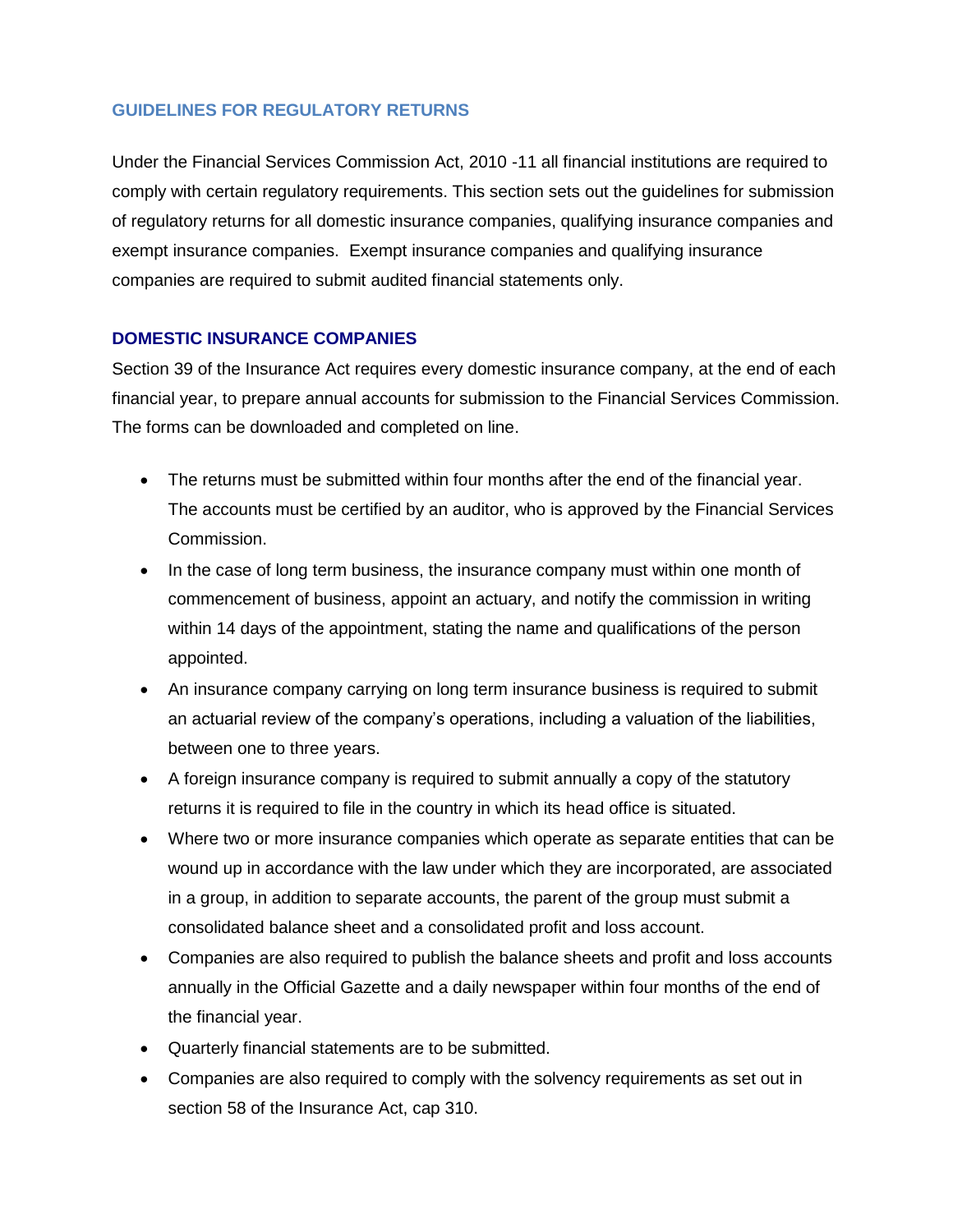## GUIDELINES FOR REGULATORY RETURNS

Under the Financial Services Commission Act, 2010 -11 all financial institutions are required to comply with certain regulatory requirements. This section sets out the guidelines for submission of regulatory returns for all domestic insurance companies, qualifying insurance companies and exempt insurance companies. Exempt insurance companies and qualifying insurance companies are required to submit audited financial statements only.

### DOMESTIC INSURANCE COMPANIES

Section 39 of the Insurance Act requires every domestic insurance company, at the end of each financial year, to prepare annual accounts for submission to the Financial Services Commission. The forms can be downloaded and completed on line.

- The returns must be submitted within four months after the end of the financial year. The accounts must be certified by an auditor, who is approved by the Financial Services Commission.
- In the case of long term business, the insurance company must within one month of commencement of business, appoint an actuary, and notify the commission in writing within 14 days of the appointment, stating the name and qualifications of the person appointed.
- An insurance company carrying on long term insurance business is required to submit an actuarial review of the company's operations, including a valuation of the liabilities, between one to three years.
- A foreign insurance company is required to submit annually a copy of the statutory returns it is required to file in the country in which its head office is situated.
- Where two or more insurance companies which operate as separate entities that can be wound up in accordance with the law under which they are incorporated, are associated in a group, in addition to separate accounts, the parent of the group must submit a consolidated balance sheet and a consolidated profit and loss account.
- Companies are also required to publish the balance sheets and profit and loss accounts annually in the Official Gazette and a daily newspaper within four months of the end of the financial year.
- Quarterly financial statements are to be submitted.
- Companies are also required to comply with the solvency requirements as set out in section 58 of the Insurance Act, cap 310.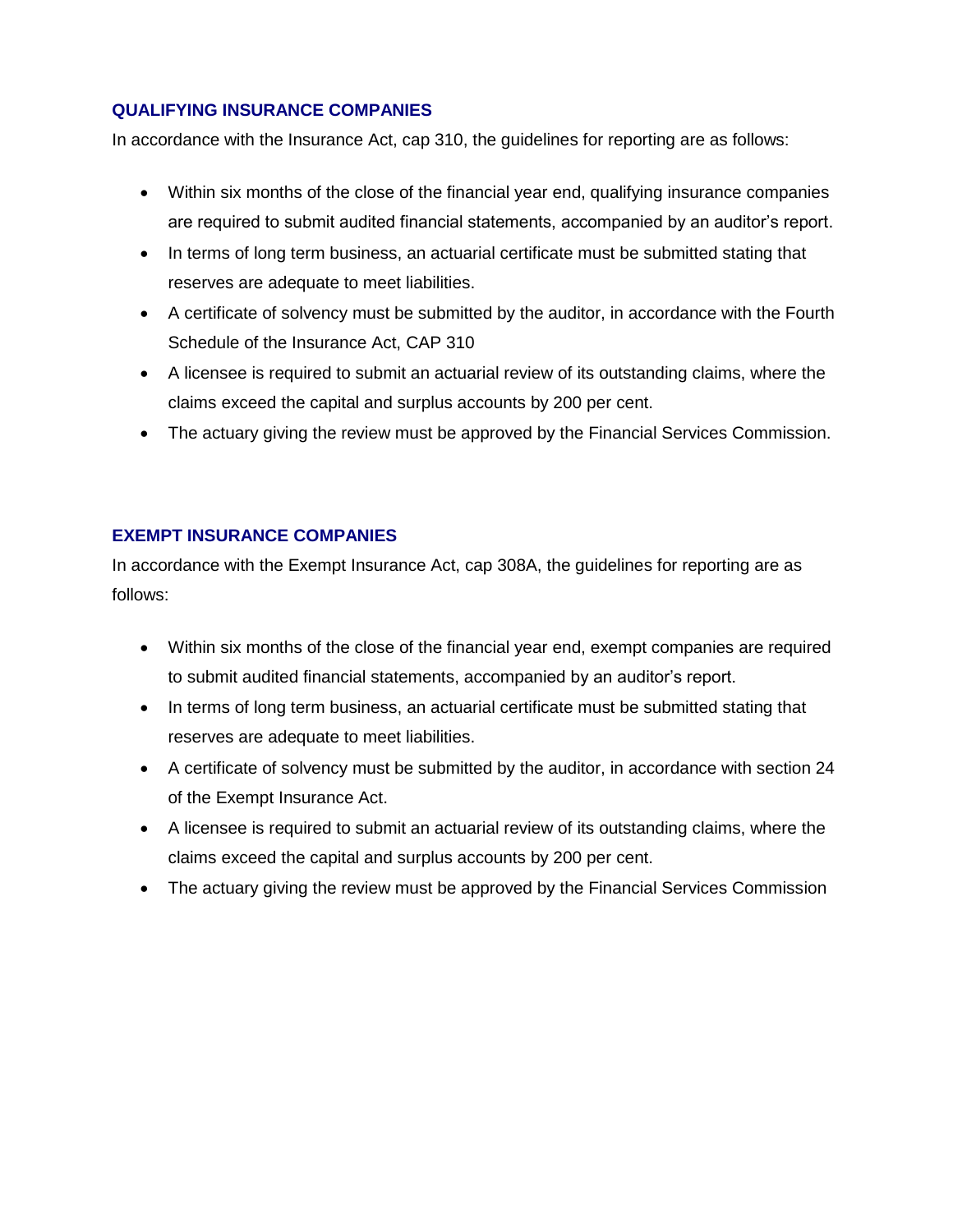## QUALIFYING INSURANCE COMPANIES

In accordance with the Insurance Act, cap 310, the guidelines for reporting are as follows:

- Within six months of the close of the financial year end, qualifying insurance companies are required to submit audited financial statements, accompanied by an auditor's report.
- In terms of long term business, an actuarial certificate must be submitted stating that reserves are adequate to meet liabilities.
- A certificate of solvency must be submitted by the auditor, in accordance with the Fourth Schedule of the Insurance Act, CAP 310
- A licensee is required to submit an actuarial review of its outstanding claims, where the claims exceed the capital and surplus accounts by 200 per cent.
- The actuary giving the review must be approved by the Financial Services Commission.

## EXEMPT INSURANCE COMPANIES

In accordance with the Exempt Insurance Act, cap 308A, the guidelines for reporting are as follows:

- Within six months of the close of the financial year end, exempt companies are required to submit audited financial statements, accompanied by an auditor's report.
- In terms of long term business, an actuarial certificate must be submitted stating that reserves are adequate to meet liabilities.
- A certificate of solvency must be submitted by the auditor, in accordance with section 24 of the Exempt Insurance Act.
- A licensee is required to submit an actuarial review of its outstanding claims, where the claims exceed the capital and surplus accounts by 200 per cent.
- The actuary giving the review must be approved by the Financial Services Commission